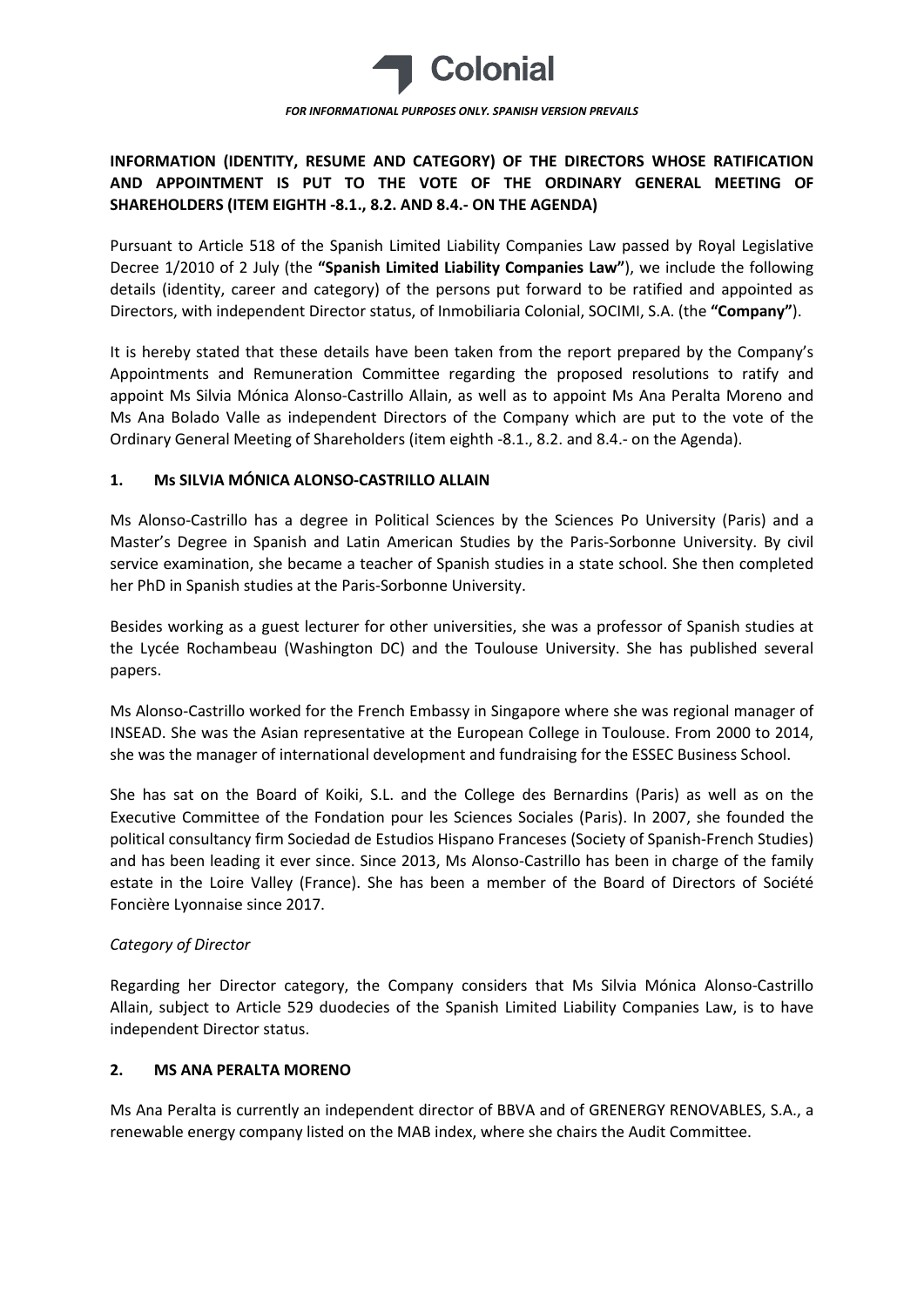*FOR INFORMATIONAL PURPOSES ONLY. SPANISH VERSION PREVAILS*

**INFORMATION (IDENTITY, RESUME AND CATEGORY) OF THE DIRECTORS WHOSE RATIFICATION AND APPOINTMENT IS PUT TO THE VOTE OF THE ORDINARY GENERAL MEETING OF SHAREHOLDERS (ITEM EIGHTH -8.1., 8.2. AND 8.4.- ON THE AGENDA)**

Pursuant to Article 518 of the Spanish Limited Liability Companies Law passed by Royal Legislative Decree 1/2010 of 2 July (the **"Spanish Limited Liability Companies Law"**), we include the following details (identity, career and category) of the persons put forward to be ratified and appointed as Directors, with independent Director status, of Inmobiliaria Colonial, SOCIMI, S.A. (the **"Company"**).

It is hereby stated that these details have been taken from the report prepared by the Company's Appointments and Remuneration Committee regarding the proposed resolutions to ratify and appoint Ms Silvia Mónica Alonso-Castrillo Allain, as well as to appoint Ms Ana Peralta Moreno and Ms Ana Bolado Valle as independent Directors of the Company which are put to the vote of the Ordinary General Meeting of Shareholders (item eighth -8.1., 8.2. and 8.4.- on the Agenda).

## 1. Ms SILVIA MÓNICA ALONSO-CASTRILLO ALLAIN

Ms Alonso-Castrillo has a degree in Political Sciences by the Sciences Po University (Paris) and a Master's Degree in Spanish and Latin American Studies by the Paris-Sorbonne University. By civil service examination, she became a teacher of Spanish studies in a state school. She then completed her PhD in Spanish studies at the Paris-Sorbonne University.

Besides working as a guest lecturer for other universities, she was a professor of Spanish studies at the Lycée Rochambeau (Washington DC) and the Toulouse University. She has published several papers.

Ms Alonso-Castrillo worked for the French Embassy in Singapore where she was regional manager of INSEAD. She was the Asian representative at the European College in Toulouse. From 2000 to 2014, she was the manager of international development and fundraising for the ESSEC Business School.

She has sat on the Board of Koiki, S.L. and the College des Bernardins (Paris) as well as on the Executive Committee of the Fondation pour les Sciences Sociales (Paris). In 2007, she founded the political consultancy firm Sociedad de Estudios Hispano Franceses (Society of Spanish-French Studies) and has been leading it ever since. Since 2013, Ms Alonso-Castrillo has been in charge of the family estate in the Loire Valley (France). She has been a member of the Board of Directors of Société Foncière Lyonnaise since 2017.

*Category of Director*

Regarding her Director category, the Company considers that Ms Silvia Mónica Alonso-Castrillo Allain, subject to Article 529 duodecies of the Spanish Limited Liability Companies Law, is to have independent Director status.

## 2. MS ANA PERALTA MORENO

Ms Ana Peralta is currently an independent director of BBVA and of GRENERGY RENOVABLES, S.A., a renewable energy company listed on the MAB index, where she chairs the Audit Committee.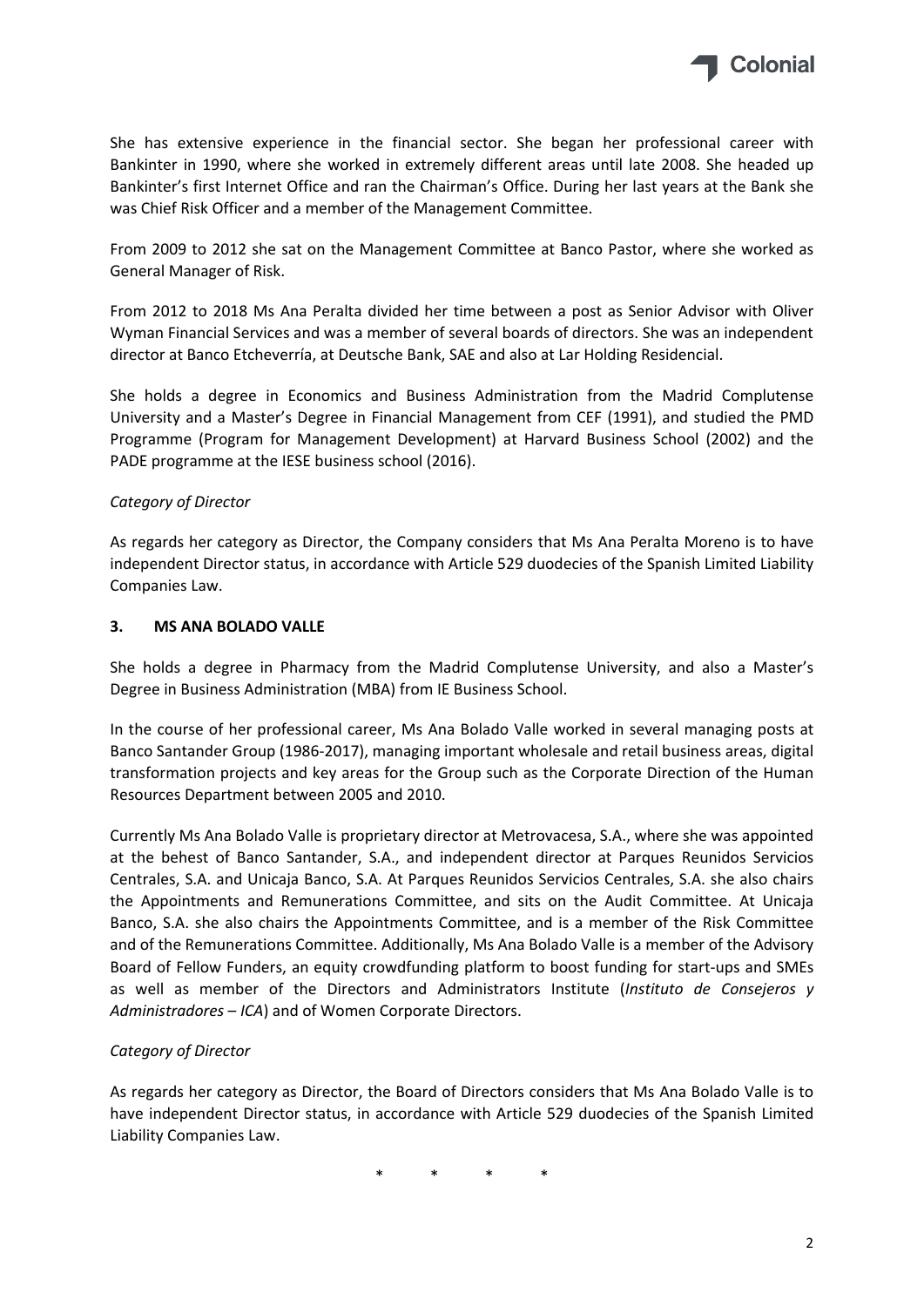She has extensive experience in the financial sector. She began her professional career with Bankinter in 1990, where she worked in extremely different areas until late 2008. She headed up Bankinter's first Internet Office and ran the Chairman's Office. During her last years at the Bank she was Chief Risk Officer and a member of the Management Committee.

From 2009 to 2012 she sat on the Management Committee at Banco Pastor, where she worked as General Manager of Risk.

From 2012 to 2018 Ms Ana Peralta divided her time between a post as Senior Advisor with Oliver Wyman Financial Services and was a member of several boards of directors. She was an independent director at Banco Etcheverría, at Deutsche Bank, SAE and also at Lar Holding Residencial.

She holds a degree in Economics and Business Administration from the Madrid Complutense University and a Master's Degree in Financial Management from CEF (1991), and studied the PMD Programme (Program for Management Development) at Harvard Business School (2002) and the PADE programme at the IESE business school (2016).

*Category of Director*

As regards her category as Director, the Company considers that Ms Ana Peralta Moreno is to have independent Director status, in accordance with Article 529 duodecies of the Spanish Limited Liability Companies Law.

**3. MS ANA BOLADO VALLE**

She holds a degree in Pharmacy from the Madrid Complutense University, and also a Master's Degree in Business Administration (MBA) from IE Business School.

In the course of her professional career, Ms Ana Bolado Valle worked in several managing posts at Banco Santander Group (1986-2017), managing important wholesale and retail business areas, digital transformation projects and key areas for the Group such as the Corporate Direction of the Human Resources Department between 2005 and 2010.

Currently Ms Ana Bolado Valle is proprietary director at Metrovacesa, S.A., where she was appointed at the behest of Banco Santander, S.A., and independent director at Parques Reunidos Servicios Centrales, S.A. and Unicaja Banco, S.A. At Parques Reunidos Servicios Centrales, S.A. she also chairs the Appointments and Remunerations Committee, and sits on the Audit Committee. At Unicaja Banco, S.A. she also chairs the Appointments Committee, and is a member of the Risk Committee and of the Remunerations Committee. Additionally, Ms Ana Bolado Valle is a member of the Advisory Board of Fellow Funders, an equity crowdfunding platform to boost funding for start-ups and SMEs as well as member of the Directors and Administrators Institute (*Instituto de Consejeros y Administradores – ICA*) and of Women Corporate Directors.

*Category of Director*

As regards her category as Director, the Board of Directors considers that Ms Ana Bolado Valle is to have independent Director status, in accordance with Article 529 duodecies of the Spanish Limited Liability Companies Law.

\* \* \* \*